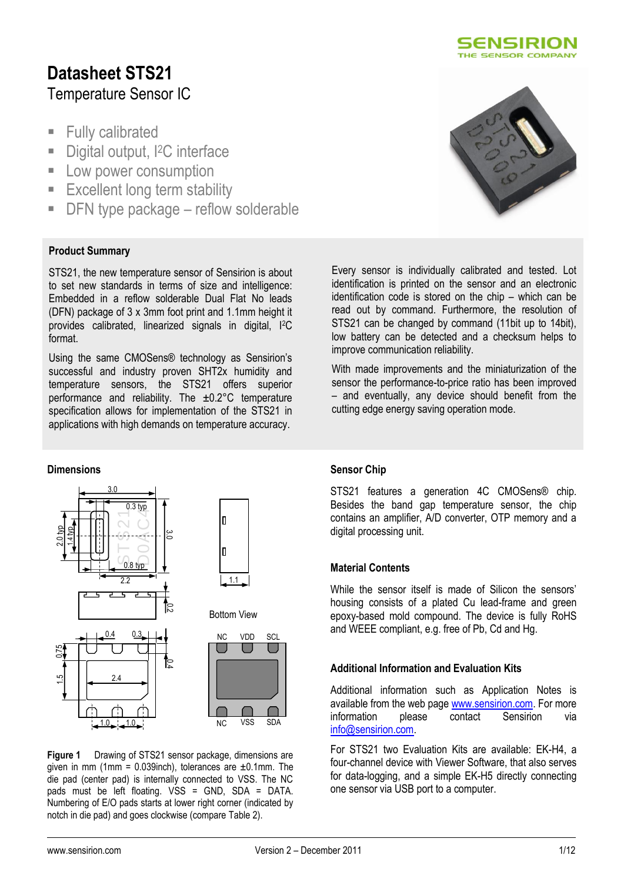# Datasheet STS21

## Temperature Sensor IC

- Fully calibrated
- Digital output, I²C interface
- Low power consumption
- Excellent long term stability
- DFN type package – reflow solderable

### Product Summary

STS21, the new temperature sensor of Sensirion is about to set new standards in terms of size and intelligence: Embedded in a reflow solderable Dual Flat No leads (DFN) package of 3 x 3mm foot print and 1.1mm height it provides calibrated, linearized signals in digital, I²C format.

Using the same CMOSens® technology as Sensirion's successful and industry proven SHT2x humidity and temperature sensors, the STS21 offers superior performance and reliability. The ±0.2°C temperature specification allows for implementation of the STS21 in applications with high demands on temperature accuracy.

Every sensor is individually calibrated and tested. Lot identification is printed on the sensor and an electronic identification code is stored on the chip – which can be read out by command. Furthermore, the resolution of STS21 can be changed by command (11bit up to 14bit), low battery can be detected and a checksum helps to improve communication reliability.

With made improvements and the miniaturization of the sensor the performance-to-price ratio has been improved – and eventually, any device should benefit from the cutting edge energy saving operation mode.

### Dimensions

**Figure 1** Drawing of STS21 sensor package, dimensions are given in mm (1mm = 0.039inch), tolerances are ±0.1mm. The die pad (center pad) is internally connected to VSS. The NC pads must be left floating. VSS = GND, SDA = DATA. Numbering of E/O pads starts at lower right corner (indicated by notch in die pad) and goes clockwise (compare Table 2).

### Sensor Chip

STS21 features a generation 4C CMOSens® chip. Besides the band gap temperature sensor, the chip contains an amplifier, A/D converter, OTP memory and a digital processing unit.

### Material Contents

While the sensor itself is made of Silicon the sensors' housing consists of a plated Cu lead-frame and green epoxy-based mold compound. The device is fully RoHS and WEEE compliant, e.g. free of Pb, Cd and Hg.

### Additional Information and Evaluation Kits

Additional information such as Application Notes is available from the web page www.sensirion.com. For more information please contact Sensirion via info@sensirion.com.

For STS21 two Evaluation Kits are available: EK-H4, a four-channel device with Viewer Software, that also serves for data-logging, and a simple EK-H5 directly connecting one sensor via USB port to a computer.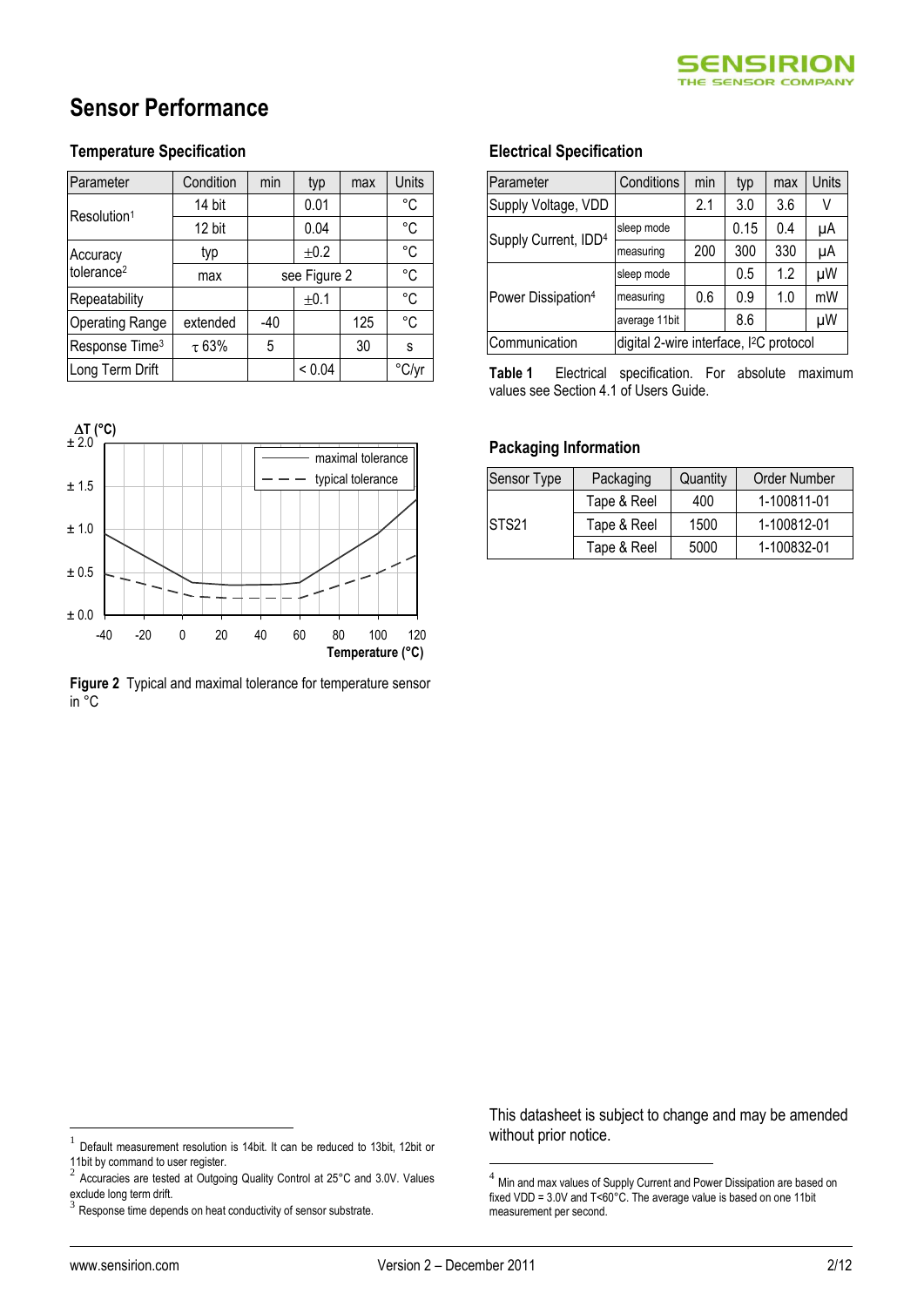# Sensor Performance

### Temperature Specification

| Parameter | Condition | min | typ | max | Units |
|---|---|---|---|---|---|
| Resolution[1] | 14 bit | | 0.01 | | °C |
| | 12 bit | | 0.04 | | °C |
| Accuracy tolerance[2] | typ | | ±0.2 | | °C |
| | max | see Figure 2 | | | °C |
| Repeatability | | | ±0.1 | | °C |
| Operating Range | extended | -40 | | 125 | °C |
| Response Time[3] | τ 63% | 5 | | 30 | s |
| Long Term Drift | | | < 0.04 | | °C/yr |

**Figure 2** Typical and maximal tolerance for temperature sensor in °C

### Electrical Specification

| Parameter | Conditions | min | typ | max | Units |
|---|---|---|---|---|---|
| Supply Voltage, VDD | | 2.1 | 3.0 | 3.6 | V |
| Supply Current, IDD[4] | sleep mode | | 0.15 | 0.4 | µA |
| | measuring | 200 | 300 | 330 | µA |
| Power Dissipation[4] | sleep mode | | 0.5 | 1.2 | µW |
| | measuring | 0.6 | 0.9 | 1.0 | mW |
| | average 11bit | | 8.6 | | µW |
| Communication | digital 2-wire interface, I²C protocol | | | | |

**Table 1** Electrical specification. For absolute maximum values see Section 4.1 of Users Guide.

### Packaging Information

| Sensor Type | Packaging | Quantity | Order Number |
|---|---|---|---|
| STS21 | Tape & Reel | 400 | 1-100811-01 |
| | Tape & Reel | 1500 | 1-100812-01 |
| | Tape & Reel | 5000 | 1-100832-01 |

This datasheet is subject to change and may be amended without prior notice.

---

[1] Default measurement resolution is 14bit. It can be reduced to 13bit, 12bit or 11bit by command to user register.

[2] Accuracies are tested at Outgoing Quality Control at 25°C and 3.0V. Values exclude long term drift.

[3] Response time depends on heat conductivity of sensor substrate.

[4] Min and max values of Supply Current and Power Dissipation are based on fixed VDD = 3.0V and T<60°C. The average value is based on one 11bit measurement per second.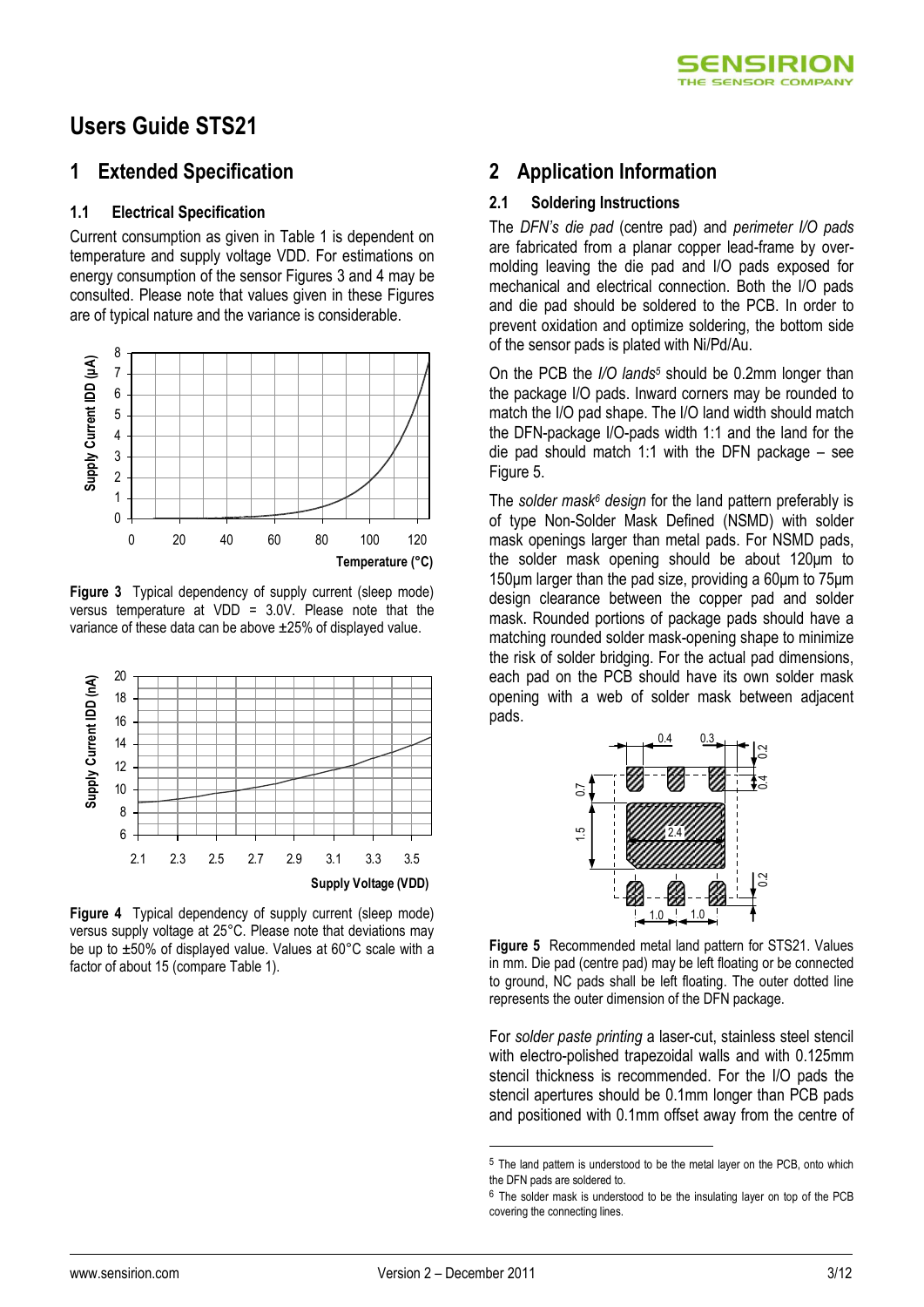# Users Guide STS21

## 1 Extended Specification

### 1.1 Electrical Specification

Current consumption as given in Table 1 is dependent on temperature and supply voltage VDD. For estimations on energy consumption of the sensor Figures 3 and 4 may be consulted. Please note that values given in these Figures are of typical nature and the variance is considerable.

**Figure 3** Typical dependency of supply current (sleep mode) versus temperature at VDD = 3.0V. Please note that the variance of these data can be above ±25% of displayed value.

**Figure 4** Typical dependency of supply current (sleep mode) versus supply voltage at 25°C. Please note that deviations may be up to ±50% of displayed value. Values at 60°C scale with a factor of about 15 (compare Table 1).

## 2 Application Information

### 2.1 Soldering Instructions

The *DFN's die pad* (centre pad) and *perimeter I/O pads* are fabricated from a planar copper lead-frame by over-molding leaving the die pad and I/O pads exposed for mechanical and electrical connection. Both the I/O pads and die pad should be soldered to the PCB. In order to prevent oxidation and optimize soldering, the bottom side of the sensor pads is plated with Ni/Pd/Au.

On the PCB the *I/O lands*[5] should be 0.2mm longer than the package I/O pads. Inward corners may be rounded to match the I/O pad shape. The I/O land width should match the DFN-package I/O-pads width 1:1 and the land for the die pad should match 1:1 with the DFN package – see Figure 5.

The *solder mask*[6] *design* for the land pattern preferably is of type Non-Solder Mask Defined (NSMD) with solder mask openings larger than metal pads. For NSMD pads, the solder mask opening should be about 120µm to 150µm larger than the pad size, providing a 60µm to 75µm design clearance between the copper pad and solder mask. Rounded portions of package pads should have a matching rounded solder mask-opening shape to minimize the risk of solder bridging. For the actual pad dimensions, each pad on the PCB should have its own solder mask opening with a web of solder mask between adjacent pads.

**Figure 5** Recommended metal land pattern for STS21. Values in mm. Die pad (centre pad) may be left floating or be connected to ground, NC pads shall be left floating. The outer dotted line represents the outer dimension of the DFN package.

For *solder paste printing* a laser-cut, stainless steel stencil with electro-polished trapezoidal walls and with 0.125mm stencil thickness is recommended. For the I/O pads the stencil apertures should be 0.1mm longer than PCB pads and positioned with 0.1mm offset away from the centre of

[5] The land pattern is understood to be the metal layer on the PCB, onto which the DFN pads are soldered to.

[6] The solder mask is understood to be the insulating layer on top of the PCB covering the connecting lines.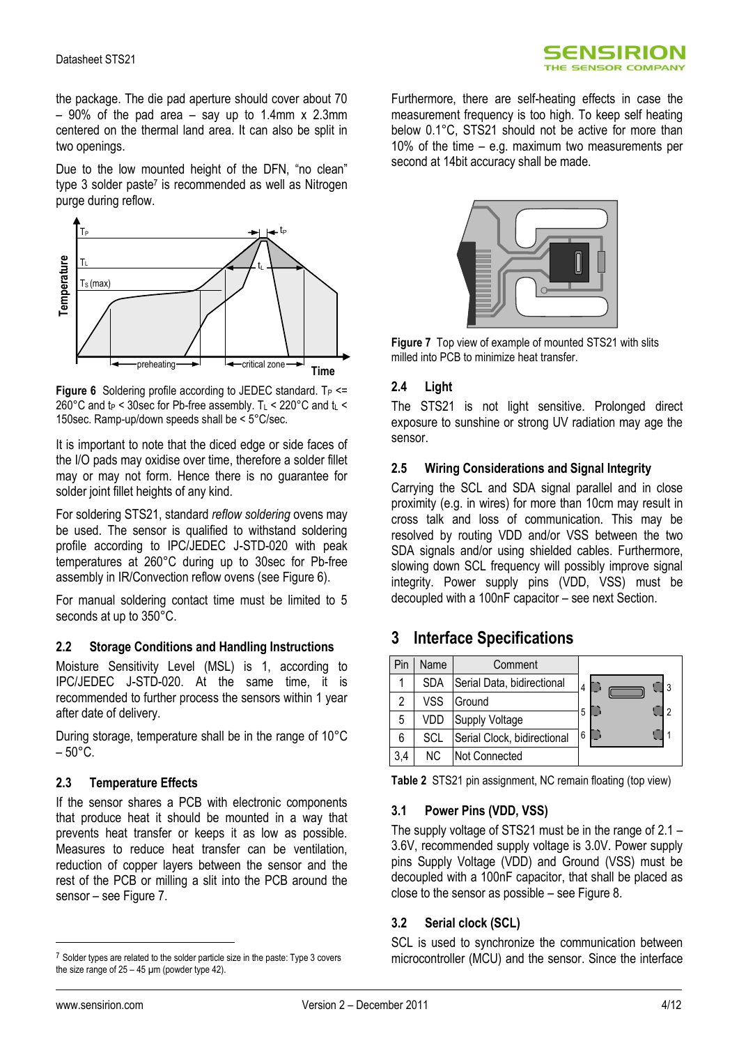the package. The die pad aperture should cover about 70 – 90% of the pad area – say up to 1.4mm x 2.3mm centered on the thermal land area. It can also be split in two openings.

Due to the low mounted height of the DFN, "no clean" type 3 solder paste[7] is recommended as well as Nitrogen purge during reflow.

**Figure 6** Soldering profile according to JEDEC standard. $T_P$ <= 260°C and $t_P$ < 30sec for Pb-free assembly. $T_L$ < 220°C and $t_L$ < 150sec. Ramp-up/down speeds shall be < 5°C/sec.

It is important to note that the diced edge or side faces of the I/O pads may oxidise over time, therefore a solder fillet may or may not form. Hence there is no guarantee for solder joint fillet heights of any kind.

For soldering STS21, standard *reflow soldering* ovens may be used. The sensor is qualified to withstand soldering profile according to IPC/JEDEC J-STD-020 with peak temperatures at 260°C during up to 30sec for Pb-free assembly in IR/Convection reflow ovens (see Figure 6).

For manual soldering contact time must be limited to 5 seconds at up to 350°C.

### 2.2 Storage Conditions and Handling Instructions

Moisture Sensitivity Level (MSL) is 1, according to IPC/JEDEC J-STD-020. At the same time, it is recommended to further process the sensors within 1 year after date of delivery.

During storage, temperature shall be in the range of 10°C – 50°C.

### 2.3 Temperature Effects

If the sensor shares a PCB with electronic components that produce heat it should be mounted in a way that prevents heat transfer or keeps it as low as possible. Measures to reduce heat transfer can be ventilation, reduction of copper layers between the sensor and the rest of the PCB or milling a slit into the PCB around the sensor – see Figure 7.

Furthermore, there are self-heating effects in case the measurement frequency is too high. To keep self heating below 0.1°C, STS21 should not be active for more than 10% of the time – e.g. maximum two measurements per second at 14bit accuracy shall be made.

**Figure 7** Top view of example of mounted STS21 with slits milled into PCB to minimize heat transfer.

### 2.4 Light

The STS21 is not light sensitive. Prolonged direct exposure to sunshine or strong UV radiation may age the sensor.

### 2.5 Wiring Considerations and Signal Integrity

Carrying the SCL and SDA signal parallel and in close proximity (e.g. in wires) for more than 10cm may result in cross talk and loss of communication. This may be resolved by routing VDD and/or VSS between the two SDA signals and/or using shielded cables. Furthermore, slowing down SCL frequency will possibly improve signal integrity. Power supply pins (VDD, VSS) must be decoupled with a 100nF capacitor – see next Section.

# 3 Interface Specifications

| Pin | Name | Comment |
|---|---|---|
| 1 | SDA | Serial Data, bidirectional |
| 2 | VSS | Ground |
| 5 | VDD | Supply Voltage |
| 6 | SCL | Serial Clock, bidirectional |
| 3,4 | NC | Not Connected |

**Table 2** STS21 pin assignment, NC remain floating (top view)

### 3.1 Power Pins (VDD, VSS)

The supply voltage of STS21 must be in the range of 2.1 – 3.6V, recommended supply voltage is 3.0V. Power supply pins Supply Voltage (VDD) and Ground (VSS) must be decoupled with a 100nF capacitor, that shall be placed as close to the sensor as possible – see Figure 8.

### 3.2 Serial clock (SCL)

SCL is used to synchronize the communication between microcontroller (MCU) and the sensor. Since the interface

[7] Solder types are related to the solder particle size in the paste: Type 3 covers the size range of 25 – 45 µm (powder type 42).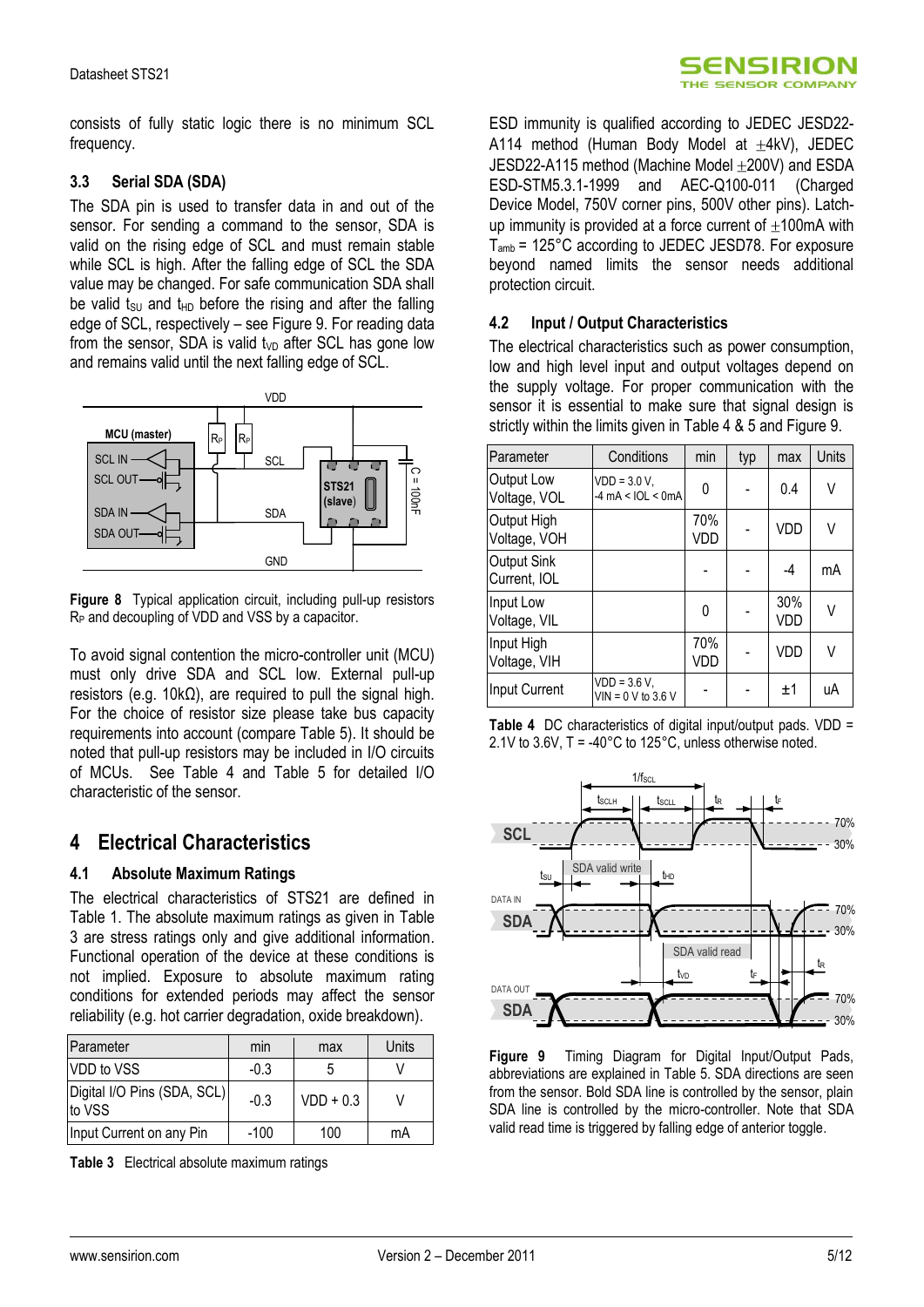consists of fully static logic there is no minimum SCL frequency.

### 3.3 Serial SDA (SDA)

The SDA pin is used to transfer data in and out of the sensor. For sending a command to the sensor, SDA is valid on the rising edge of SCL and must remain stable while SCL is high. After the falling edge of SCL the SDA value may be changed. For safe communication SDA shall be valid $t_{SU}$ and $t_{HD}$ before the rising and after the falling edge of SCL, respectively – see Figure 9. For reading data from the sensor, SDA is valid $t_{VD}$ after SCL has gone low and remains valid until the next falling edge of SCL.

**Figure 8** Typical application circuit, including pull-up resistors $R_P$ and decoupling of VDD and VSS by a capacitor.

To avoid signal contention the micro-controller unit (MCU) must only drive SDA and SCL low. External pull-up resistors (e.g. 10kΩ), are required to pull the signal high. For the choice of resistor size please take bus capacity requirements into account (compare Table 5). It should be noted that pull-up resistors may be included in I/O circuits of MCUs. See Table 4 and Table 5 for detailed I/O characteristic of the sensor.

## 4 Electrical Characteristics

### 4.1 Absolute Maximum Ratings

The electrical characteristics of STS21 are defined in Table 1. The absolute maximum ratings as given in Table 3 are stress ratings only and give additional information. Functional operation of the device at these conditions is not implied. Exposure to absolute maximum rating conditions for extended periods may affect the sensor reliability (e.g. hot carrier degradation, oxide breakdown).

| Parameter | min | max | Units |
|---|---|---|---|
| VDD to VSS | -0.3 | 5 | V |
| Digital I/O Pins (SDA, SCL) to VSS | -0.3 | VDD + 0.3 | V |
| Input Current on any Pin | -100 | 100 | mA |

**Table 3** Electrical absolute maximum ratings

ESD immunity is qualified according to JEDEC JESD22-A114 method (Human Body Model at ±4kV), JEDEC JESD22-A115 method (Machine Model ±200V) and ESDA ESD-STM5.3.1-1999 and AEC-Q100-011 (Charged Device Model, 750V corner pins, 500V other pins). Latch-up immunity is provided at a force current of ±100mA with $T_{amb}$ = 125°C according to JEDEC JESD78. For exposure beyond named limits the sensor needs additional protection circuit.

### 4.2 Input / Output Characteristics

The electrical characteristics such as power consumption, low and high level input and output voltages depend on the supply voltage. For proper communication with the sensor it is essential to make sure that signal design is strictly within the limits given in Table 4 & 5 and Figure 9.

| Parameter | Conditions | min | typ | max | Units |
|---|---|---|---|---|---|
| Output Low Voltage, VOL | VDD = 3.0 V, -4 mA < IOL < 0mA | 0 | - | 0.4 | V |
| Output High Voltage, VOH | | 70% VDD | - | VDD | V |
| Output Sink Current, IOL | | - | - | -4 | mA |
| Input Low Voltage, VIL | | 0 | - | 30% VDD | V |
| Input High Voltage, VIH | | 70% VDD | - | VDD | V |
| Input Current | VDD = 3.6 V, VIN = 0 V to 3.6 V | - | - | ±1 | uA |

**Table 4** DC characteristics of digital input/output pads. VDD = 2.1V to 3.6V, T = -40°C to 125°C, unless otherwise noted.

**Figure 9** Timing Diagram for Digital Input/Output Pads, abbreviations are explained in Table 5. SDA directions are seen from the sensor. Bold SDA line is controlled by the sensor, plain SDA line is controlled by the micro-controller. Note that SDA valid read time is triggered by falling edge of anterior toggle.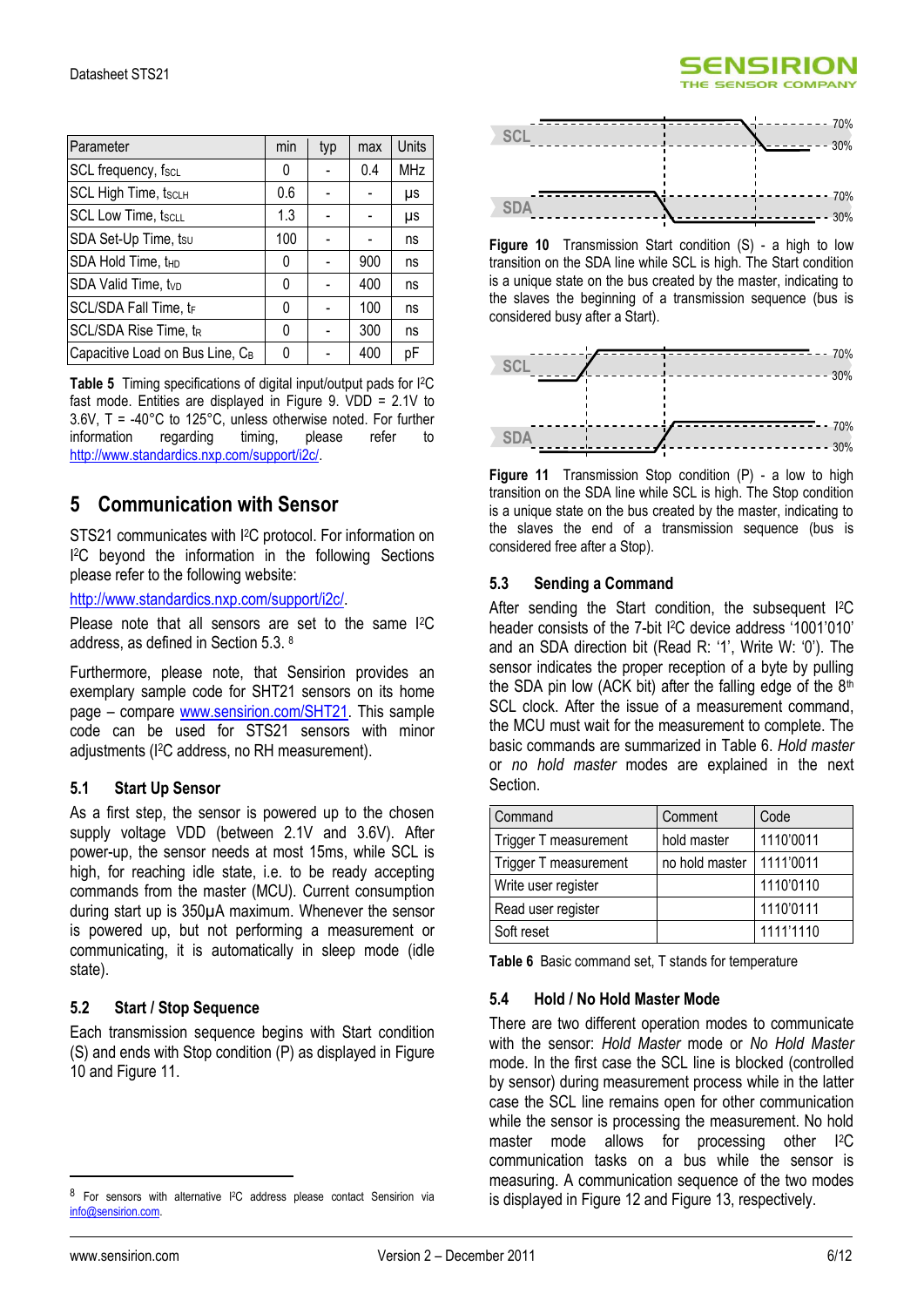| Parameter | min | typ | max | Units |
|---|---|---|---|---|
| SCL frequency, $f_{SCL}$ | 0 | - | 0.4 | MHz |
| SCL High Time, $t_{SCLH}$ | 0.6 | - | - | µs |
| SCL Low Time, $t_{SCLL}$ | 1.3 | - | - | µs |
| SDA Set-Up Time, $t_{SU}$ | 100 | - | - | ns |
| SDA Hold Time, $t_{HD}$ | 0 | - | 900 | ns |
| SDA Valid Time, $t_{VD}$ | 0 | - | 400 | ns |
| SCL/SDA Fall Time, $t_F$ | 0 | - | 100 | ns |
| SCL/SDA Rise Time, $t_R$ | 0 | - | 300 | ns |
| Capacitive Load on Bus Line, $C_B$ | 0 | - | 400 | pF |

**Table 5** Timing specifications of digital input/output pads for I²C fast mode. Entities are displayed in Figure 9. VDD = 2.1V to 3.6V, T = -40°C to 125°C, unless otherwise noted. For further information regarding timing, please refer to http://www.standardics.nxp.com/support/i2c/.

## 5 Communication with Sensor

STS21 communicates with I²C protocol. For information on I²C beyond the information in the following Sections please refer to the following website:

http://www.standardics.nxp.com/support/i2c/.

Please note that all sensors are set to the same I²C address, as defined in Section 5.3. [8]

Furthermore, please note, that Sensirion provides an exemplary sample code for SHT21 sensors on its home page – compare www.sensirion.com/SHT21. This sample code can be used for STS21 sensors with minor adjustments (I²C address, no RH measurement).

### 5.1 Start Up Sensor

As a first step, the sensor is powered up to the chosen supply voltage VDD (between 2.1V and 3.6V). After power-up, the sensor needs at most 15ms, while SCL is high, for reaching idle state, i.e. to be ready accepting commands from the master (MCU). Current consumption during start up is 350µA maximum. Whenever the sensor is powered up, but not performing a measurement or communicating, it is automatically in sleep mode (idle state).

### 5.2 Start / Stop Sequence

Each transmission sequence begins with Start condition (S) and ends with Stop condition (P) as displayed in Figure 10 and Figure 11.

[8] For sensors with alternative I²C address please contact Sensirion via info@sensirion.com.

**Figure 10** Transmission Start condition (S) - a high to low transition on the SDA line while SCL is high. The Start condition is a unique state on the bus created by the master, indicating to the slaves the beginning of a transmission sequence (bus is considered busy after a Start).

**Figure 11** Transmission Stop condition (P) - a low to high transition on the SDA line while SCL is high. The Stop condition is a unique state on the bus created by the master, indicating to the slaves the end of a transmission sequence (bus is considered free after a Stop).

### 5.3 Sending a Command

After sending the Start condition, the subsequent I²C header consists of the 7-bit I²C device address '1001'010' and an SDA direction bit (Read R: '1', Write W: '0'). The sensor indicates the proper reception of a byte by pulling the SDA pin low (ACK bit) after the falling edge of the 8th SCL clock. After the issue of a measurement command, the MCU must wait for the measurement to complete. The basic commands are summarized in Table 6. *Hold master* or *no hold master* modes are explained in the next Section.

| Command | Comment | Code |
|---|---|---|
| Trigger T measurement | hold master | 1110'0011 |
| Trigger T measurement | no hold master | 1111'0011 |
| Write user register | | 1110'0110 |
| Read user register | | 1110'0111 |
| Soft reset | | 1111'1110 |

**Table 6** Basic command set, T stands for temperature

### 5.4 Hold / No Hold Master Mode

There are two different operation modes to communicate with the sensor: *Hold Master* mode or *No Hold Master* mode. In the first case the SCL line is blocked (controlled by sensor) during measurement process while in the latter case the SCL line remains open for other communication while the sensor is processing the measurement. No hold master mode allows for processing other I²C communication tasks on a bus while the sensor is measuring. A communication sequence of the two modes is displayed in Figure 12 and Figure 13, respectively.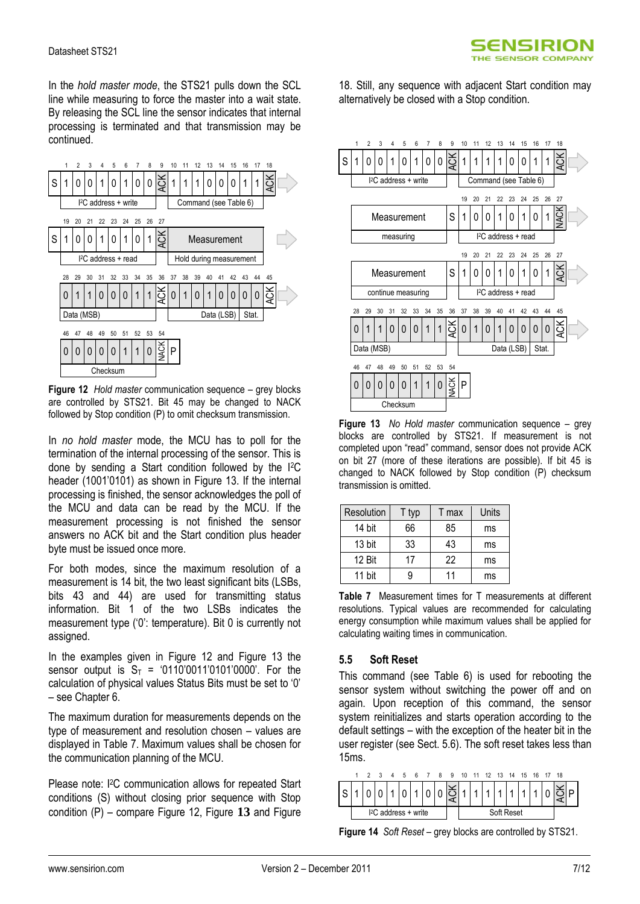In the *hold master mode*, the STS21 pulls down the SCL line while measuring to force the master into a wait state. By releasing the SCL line the sensor indicates that internal processing is terminated and that transmission may be continued.

| | 1 | 2 | 3 | 4 | 5 | 6 | 7 | 8 | 9 | 10 | 11 | 12 | 13 | 14 | 15 | 16 | 17 | 18 |
|---|---|---|---|---|---|---|---|---|---|---|---|---|---|---|---|---|---|---|
| S | 1 | 0 | 0 | 1 | 0 | 1 | 0 | 0 | ACK | 1 | 1 | 1 | 0 | 0 | 0 | 1 | 1 | ACK |
| | I²C address + write | | | | | | | | | Command (see Table 6) | | | | | | | | |

| | 19 | 20 | 21 | 22 | 23 | 24 | 25 | 26 | 27 | |
|---|---|---|---|---|---|---|---|---|---|---|
| S | 1 | 0 | 0 | 1 | 0 | 1 | 0 | 1 | ACK | Measurement |
| | I²C address + read | | | | | | | | | Hold during measurement |

| 28 | 29 | 30 | 31 | 32 | 33 | 34 | 35 | 36 | 37 | 38 | 39 | 40 | 41 | 42 | 43 | 44 | 45 |
|---|---|---|---|---|---|---|---|---|---|---|---|---|---|---|---|---|---|
| 0 | 1 | 1 | 0 | 0 | 0 | 1 | 1 | ACK | 0 | 1 | 0 | 1 | 0 | 0 | 0 | 0 | ACK |
| Data (MSB) | | | | | | | | | Data (LSB) | | | | | | Stat. | | |

| 46 | 47 | 48 | 49 | 50 | 51 | 52 | 53 | 54 | |
|---|---|---|---|---|---|---|---|---|---|
| 0 | 0 | 0 | 0 | 0 | 1 | 1 | 0 | NACK | P |
| Checksum | | | | | | | | | |

**Figure 12** *Hold master* communication sequence – grey blocks are controlled by STS21. Bit 45 may be changed to NACK followed by Stop condition (P) to omit checksum transmission.

In *no hold master* mode, the MCU has to poll for the termination of the internal processing of the sensor. This is done by sending a Start condition followed by the I²C header (1001'0101) as shown in Figure 13. If the internal processing is finished, the sensor acknowledges the poll of the MCU and data can be read by the MCU. If the measurement processing is not finished the sensor answers no ACK bit and the Start condition plus header byte must be issued once more.

For both modes, since the maximum resolution of a measurement is 14 bit, the two least significant bits (LSBs, bits 43 and 44) are used for transmitting status information. Bit 1 of the two LSBs indicates the measurement type ('0': temperature). Bit 0 is currently not assigned.

In the examples given in Figure 12 and Figure 13 the sensor output is $S_T$ = '0110'0011'0101'0000'. For the calculation of physical values Status Bits must be set to '0' – see Chapter 6.

The maximum duration for measurements depends on the type of measurement and resolution chosen – values are displayed in Table 7. Maximum values shall be chosen for the communication planning of the MCU.

Please note: I²C communication allows for repeated Start conditions (S) without closing prior sequence with Stop condition (P) – compare Figure 12, Figure 13 and Figure 18. Still, any sequence with adjacent Start condition may alternatively be closed with a Stop condition.

| | 1 | 2 | 3 | 4 | 5 | 6 | 7 | 8 | 9 | 10 | 11 | 12 | 13 | 14 | 15 | 16 | 17 | 18 |
|---|---|---|---|---|---|---|---|---|---|---|---|---|---|---|---|---|---|---|
| S | 1 | 0 | 0 | 1 | 0 | 1 | 0 | 0 | ACK | 1 | 1 | 1 | 1 | 0 | 0 | 1 | 1 | ACK |
| | I²C address + write | | | | | | | | | Command (see Table 6) | | | | | | | | |

| | | 19 | 20 | 21 | 22 | 23 | 24 | 25 | 26 | 27 |
|---|---|---|---|---|---|---|---|---|---|---|
| Measurement | S | 1 | 0 | 0 | 1 | 0 | 1 | 0 | 1 | NACK |
| measuring | | I²C address + read | | | | | | | | |

| | | 19 | 20 | 21 | 22 | 23 | 24 | 25 | 26 | 27 |
|---|---|---|---|---|---|---|---|---|---|---|
| Measurement | S | 1 | 0 | 0 | 1 | 0 | 1 | 0 | 1 | ACK |
| continue measuring | | I²C address + read | | | | | | | | |

| 28 | 29 | 30 | 31 | 32 | 33 | 34 | 35 | 36 | 37 | 38 | 39 | 40 | 41 | 42 | 43 | 44 | 45 |
|---|---|---|---|---|---|---|---|---|---|---|---|---|---|---|---|---|---|
| 0 | 1 | 1 | 0 | 0 | 0 | 1 | 1 | ACK | 0 | 1 | 0 | 1 | 0 | 0 | 0 | 0 | ACK |
| Data (MSB) | | | | | | | | | Data (LSB) | | | | | | Stat. | | |

| 46 | 47 | 48 | 49 | 50 | 51 | 52 | 53 | 54 | |
|---|---|---|---|---|---|---|---|---|---|
| 0 | 0 | 0 | 0 | 0 | 1 | 1 | 0 | NACK | P |
| Checksum | | | | | | | | | |

**Figure 13** *No Hold master* communication sequence – grey blocks are controlled by STS21. If measurement is not completed upon "read" command, sensor does not provide ACK on bit 27 (more of these iterations are possible). If bit 45 is changed to NACK followed by Stop condition (P) checksum transmission is omitted.

| Resolution | T typ | T max | Units |
|---|---|---|---|
| 14 bit | 66 | 85 | ms |
| 13 bit | 33 | 43 | ms |
| 12 Bit | 17 | 22 | ms |
| 11 bit | 9 | 11 | ms |

**Table 7** Measurement times for T measurements at different resolutions. Typical values are recommended for calculating energy consumption while maximum values shall be applied for calculating waiting times in communication.

### 5.5 Soft Reset

This command (see Table 6) is used for rebooting the sensor system without switching the power off and on again. Upon reception of this command, the sensor system reinitializes and starts operation according to the default settings – with the exception of the heater bit in the user register (see Sect. 5.6). The soft reset takes less than 15ms.

| | 1 | 2 | 3 | 4 | 5 | 6 | 7 | 8 | 9 | 10 | 11 | 12 | 13 | 14 | 15 | 16 | 17 | 18 | |
|---|---|---|---|---|---|---|---|---|---|---|---|---|---|---|---|---|---|---|---|
| S | 1 | 0 | 0 | 1 | 0 | 1 | 0 | 0 | ACK | 1 | 1 | 1 | 1 | 1 | 1 | 1 | 0 | ACK | P |
| | I²C address + write | | | | | | | | | Soft Reset | | | | | | | | | |

**Figure 14** *Soft Reset* – grey blocks are controlled by STS21.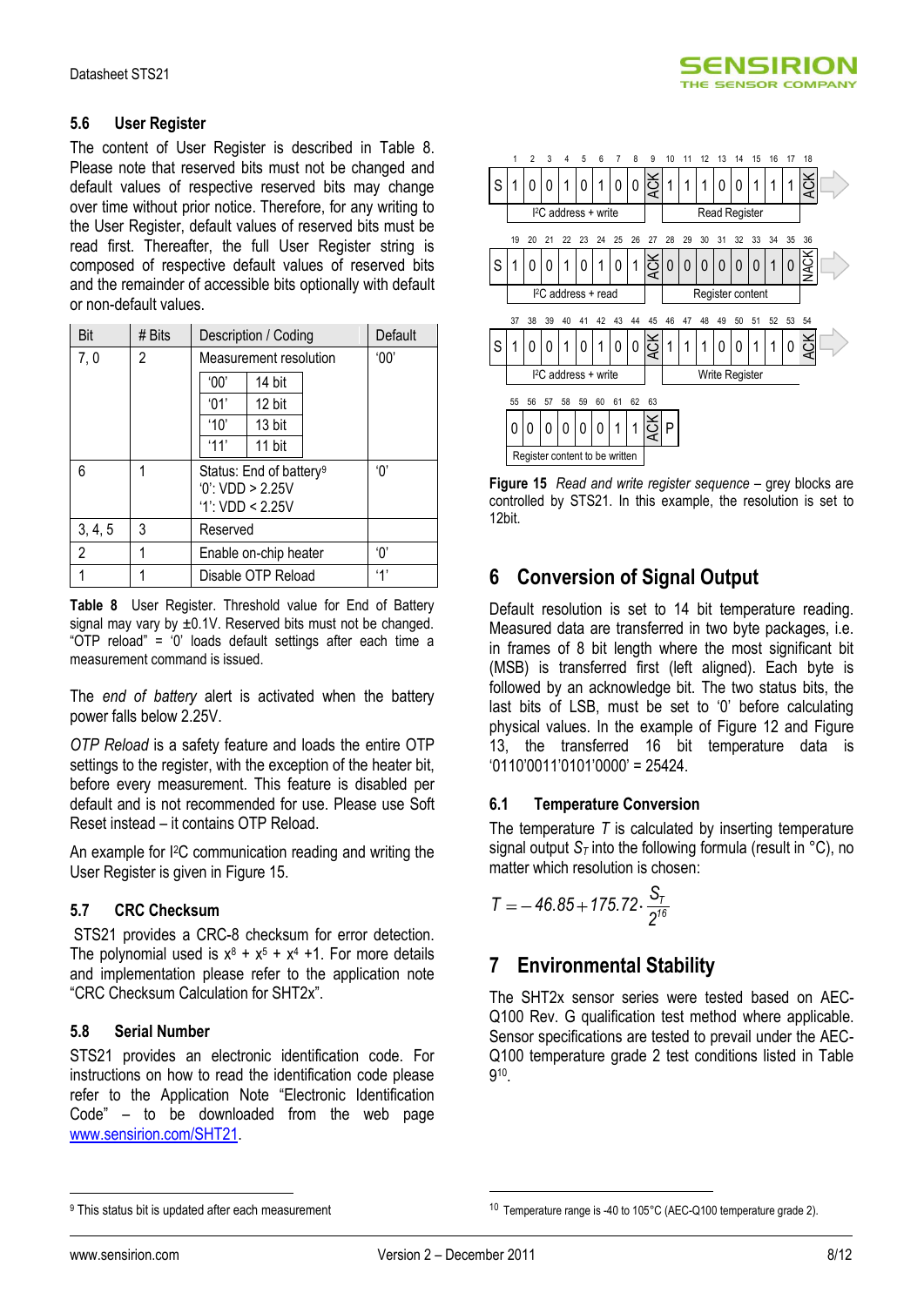### 5.6 User Register

The content of User Register is described in Table 8. Please note that reserved bits must not be changed and default values of respective reserved bits may change over time without prior notice. Therefore, for any writing to the User Register, default values of reserved bits must be read first. Thereafter, the full User Register string is composed of respective default values of reserved bits and the remainder of accessible bits optionally with default or non-default values.

| Bit | # Bits | Description / Coding | Default |
|---|---|---|---|
| 7, 0 | 2 | Measurement resolution<br>'00' 14 bit<br>'01' 12 bit<br>'10' 13 bit<br>'11' 11 bit | '00' |
| 6 | 1 | Status: End of battery[9]<br>'0': VDD > 2.25V<br>'1': VDD < 2.25V | '0' |
| 3, 4, 5 | 3 | Reserved | |
| 2 | 1 | Enable on-chip heater | '0' |
| 1 | 1 | Disable OTP Reload | '1' |

**Table 8** User Register. Threshold value for End of Battery signal may vary by ±0.1V. Reserved bits must not be changed. "OTP reload" = '0' loads default settings after each time a measurement command is issued.

The *end of battery* alert is activated when the battery power falls below 2.25V.

*OTP Reload* is a safety feature and loads the entire OTP settings to the register, with the exception of the heater bit, before every measurement. This feature is disabled per default and is not recommended for use. Please use Soft Reset instead – it contains OTP Reload.

An example for I²C communication reading and writing the User Register is given in Figure 15.

### 5.7 CRC Checksum

STS21 provides a CRC-8 checksum for error detection. The polynomial used is $x^8 + x^5 + x^4 + 1$. For more details and implementation please refer to the application note "CRC Checksum Calculation for SHT2x".

### 5.8 Serial Number

STS21 provides an electronic identification code. For instructions on how to read the identification code please refer to the Application Note "Electronic Identification Code" – to be downloaded from the web page www.sensirion.com/SHT21.

| 1 | 2 | 3 | 4 | 5 | 6 | 7 | 8 | 9 | 10 | 11 | 12 | 13 | 14 | 15 | 16 | 17 | 18 |
|---|---|---|---|---|---|---|---|---|---|---|---|---|---|---|---|---|---|
| S | 1 | 0 | 0 | 1 | 0 | 1 | 0 | 0 | ACK | 1 | 1 | 1 | 0 | 0 | 1 | 1 | 1 | ACK |

I²C address + write — Read Register

| 19 | 20 | 21 | 22 | 23 | 24 | 25 | 26 | 27 | 28 | 29 | 30 | 31 | 32 | 33 | 34 | 35 | 36 |
|---|---|---|---|---|---|---|---|---|---|---|---|---|---|---|---|---|---|
| S | 1 | 0 | 0 | 1 | 0 | 1 | 0 | 1 | ACK | 0 | 0 | 0 | 0 | 0 | 0 | 1 | 0 | NACK |

I²C address + read — Register content

| 37 | 38 | 39 | 40 | 41 | 42 | 43 | 44 | 45 | 46 | 47 | 48 | 49 | 50 | 51 | 52 | 53 | 54 |
|---|---|---|---|---|---|---|---|---|---|---|---|---|---|---|---|---|---|
| S | 1 | 0 | 0 | 1 | 0 | 1 | 0 | 0 | ACK | 1 | 1 | 1 | 0 | 0 | 1 | 1 | 0 | ACK |

I²C address + write — Write Register

| 55 | 56 | 57 | 58 | 59 | 60 | 61 | 62 | 63 |
|---|---|---|---|---|---|---|---|---|
| 0 | 0 | 0 | 0 | 0 | 0 | 1 | 1 | ACK | P |

Register content to be written

**Figure 15** *Read and write register sequence* – grey blocks are controlled by STS21. In this example, the resolution is set to 12bit.

## 6 Conversion of Signal Output

Default resolution is set to 14 bit temperature reading. Measured data are transferred in two byte packages, i.e. in frames of 8 bit length where the most significant bit (MSB) is transferred first (left aligned). Each byte is followed by an acknowledge bit. The two status bits, the last bits of LSB, must be set to '0' before calculating physical values. In the example of Figure 12 and Figure 13, the transferred 16 bit temperature data is '0110'0011'0101'0000' = 25424.

### 6.1 Temperature Conversion

The temperature *T* is calculated by inserting temperature signal output $S_T$ into the following formula (result in °C), no matter which resolution is chosen:

$$T = -46.85 + 175.72 \cdot \frac{S_T}{2^{16}}$$

## 7 Environmental Stability

The SHT2x sensor series were tested based on AEC-Q100 Rev. G qualification test method where applicable. Sensor specifications are tested to prevail under the AEC-Q100 temperature grade 2 test conditions listed in Table 9[10].

[9] This status bit is updated after each measurement

[10] Temperature range is -40 to 105°C (AEC-Q100 temperature grade 2).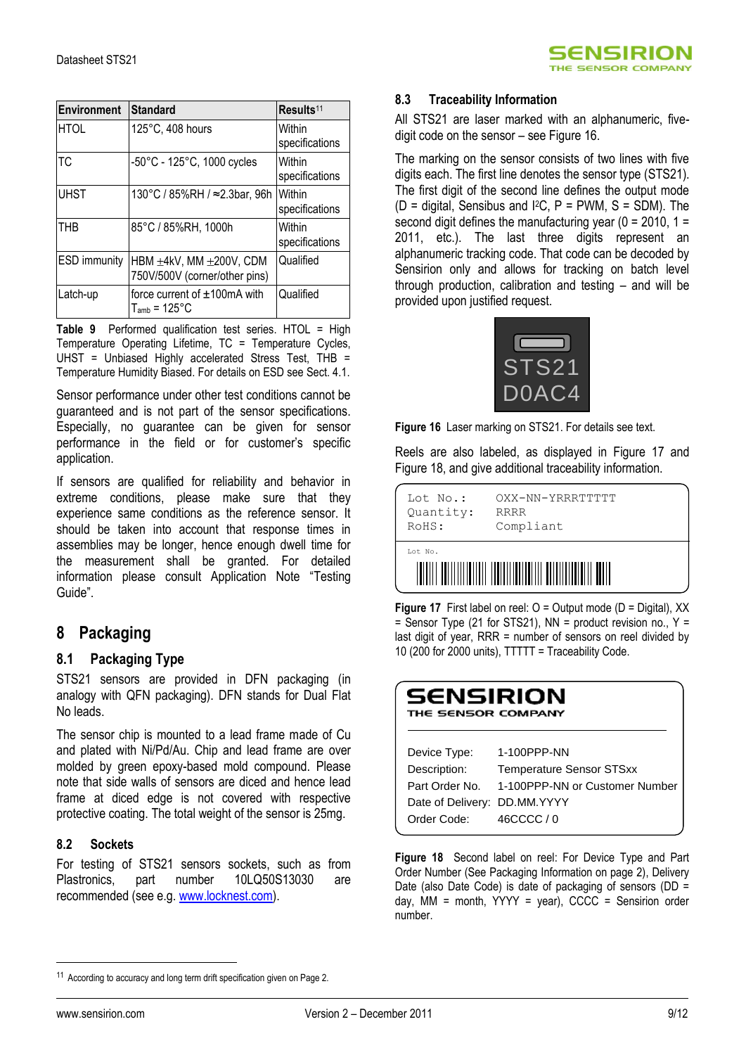| Environment | Standard | Results[11] |
|---|---|---|
| HTOL | 125°C, 408 hours | Within specifications |
| TC | -50°C - 125°C, 1000 cycles | Within specifications |
| UHST | 130°C / 85%RH / ≈2.3bar, 96h | Within specifications |
| THB | 85°C / 85%RH, 1000h | Within specifications |
| ESD immunity | HBM ±4kV, MM ±200V, CDM 750V/500V (corner/other pins) | Qualified |
| Latch-up | force current of ±100mA with $T_{amb}$ = 125°C | Qualified |

**Table 9** Performed qualification test series. HTOL = High Temperature Operating Lifetime, TC = Temperature Cycles, UHST = Unbiased Highly accelerated Stress Test, THB = Temperature Humidity Biased. For details on ESD see Sect. 4.1.

Sensor performance under other test conditions cannot be guaranteed and is not part of the sensor specifications. Especially, no guarantee can be given for sensor performance in the field or for customer's specific application.

If sensors are qualified for reliability and behavior in extreme conditions, please make sure that they experience same conditions as the reference sensor. It should be taken into account that response times in assemblies may be longer, hence enough dwell time for the measurement shall be granted. For detailed information please consult Application Note "Testing Guide".

# 8 Packaging

## 8.1 Packaging Type

STS21 sensors are provided in DFN packaging (in analogy with QFN packaging). DFN stands for Dual Flat No leads.

The sensor chip is mounted to a lead frame made of Cu and plated with Ni/Pd/Au. Chip and lead frame are over molded by green epoxy-based mold compound. Please note that side walls of sensors are diced and hence lead frame at diced edge is not covered with respective protective coating. The total weight of the sensor is 25mg.

## 8.2 Sockets

For testing of STS21 sensors sockets, such as from Plastronics, part number 10LQ50S13030 are recommended (see e.g. www.locknest.com).

## 8.3 Traceability Information

All STS21 are laser marked with an alphanumeric, five-digit code on the sensor – see Figure 16.

The marking on the sensor consists of two lines with five digits each. The first line denotes the sensor type (STS21). The first digit of the second line defines the output mode (D = digital, Sensibus and I²C, P = PWM, S = SDM). The second digit defines the manufacturing year (0 = 2010, 1 = 2011, etc.). The last three digits represent an alphanumeric tracking code. That code can be decoded by Sensirion only and allows for tracking on batch level through production, calibration and testing – and will be provided upon justified request.

STS21
D0AC4

**Figure 16** Laser marking on STS21. For details see text.

Reels are also labeled, as displayed in Figure 17 and Figure 18, and give additional traceability information.

```
Lot No.:     OXX-NN-YRRRTTTTT
Quantity:    RRRR
RoHS:        Compliant

Lot No.
```

**Figure 17** First label on reel: O = Output mode (D = Digital), XX = Sensor Type (21 for STS21), NN = product revision no., Y = last digit of year, RRR = number of sensors on reel divided by 10 (200 for 2000 units), TTTTT = Traceability Code.

SENSIRION
THE SENSOR COMPANY

| | |
|---|---|
| Device Type: | 1-100PPP-NN |
| Description: | Temperature Sensor STSxx |
| Part Order No. | 1-100PPP-NN or Customer Number |
| Date of Delivery: | DD.MM.YYYY |
| Order Code: | 46CCCC / 0 |

**Figure 18** Second label on reel: For Device Type and Part Order Number (See Packaging Information on page 2), Delivery Date (also Date Code) is date of packaging of sensors (DD = day, MM = month, YYYY = year), CCCC = Sensirion order number.

[11] According to accuracy and long term drift specification given on Page 2.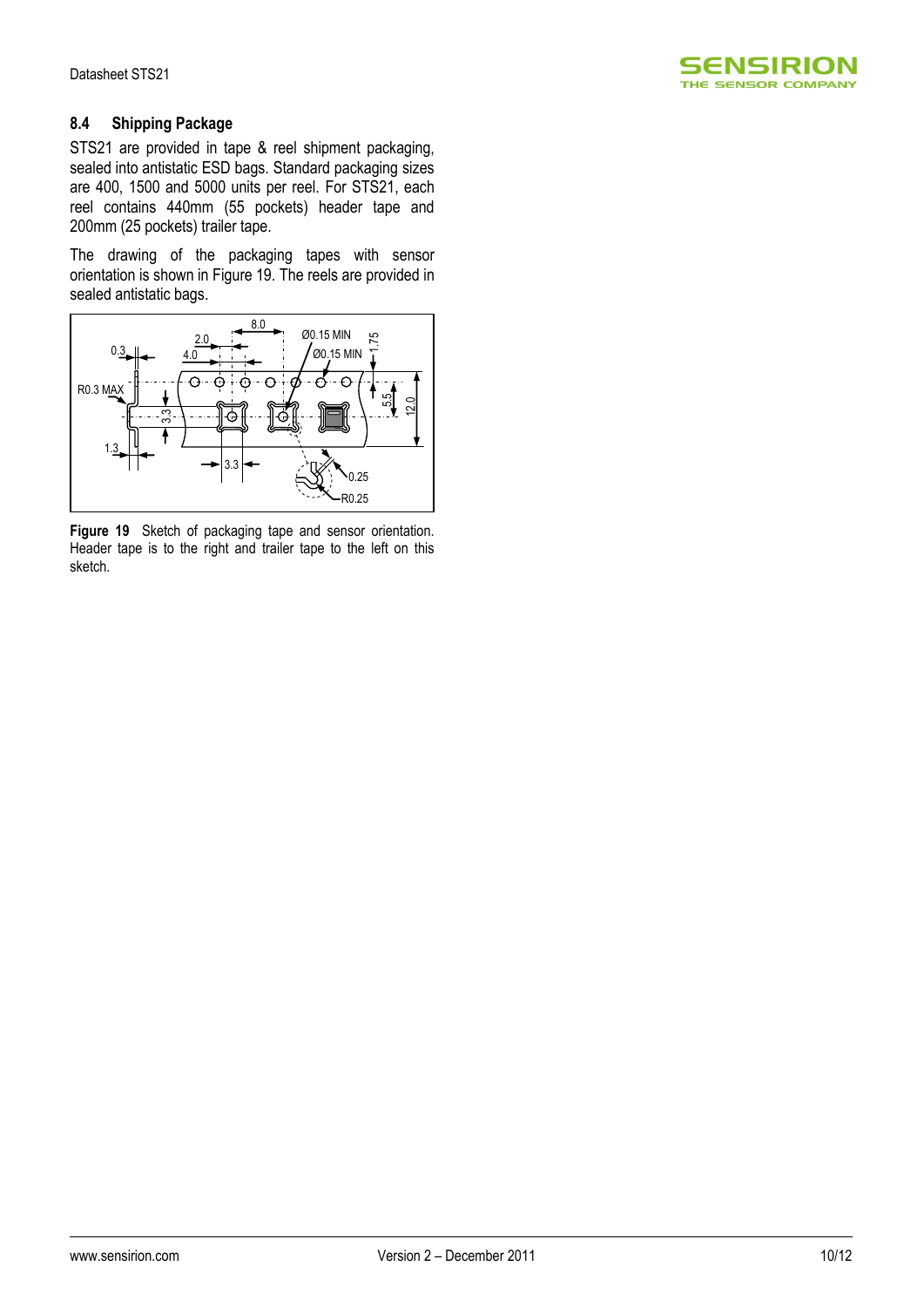### 8.4 Shipping Package

STS21 are provided in tape & reel shipment packaging, sealed into antistatic ESD bags. Standard packaging sizes are 400, 1500 and 5000 units per reel. For STS21, each reel contains 440mm (55 pockets) header tape and 200mm (25 pockets) trailer tape.

The drawing of the packaging tapes with sensor orientation is shown in Figure 19. The reels are provided in sealed antistatic bags.

**Figure 19** Sketch of packaging tape and sensor orientation. Header tape is to the right and trailer tape to the left on this sketch.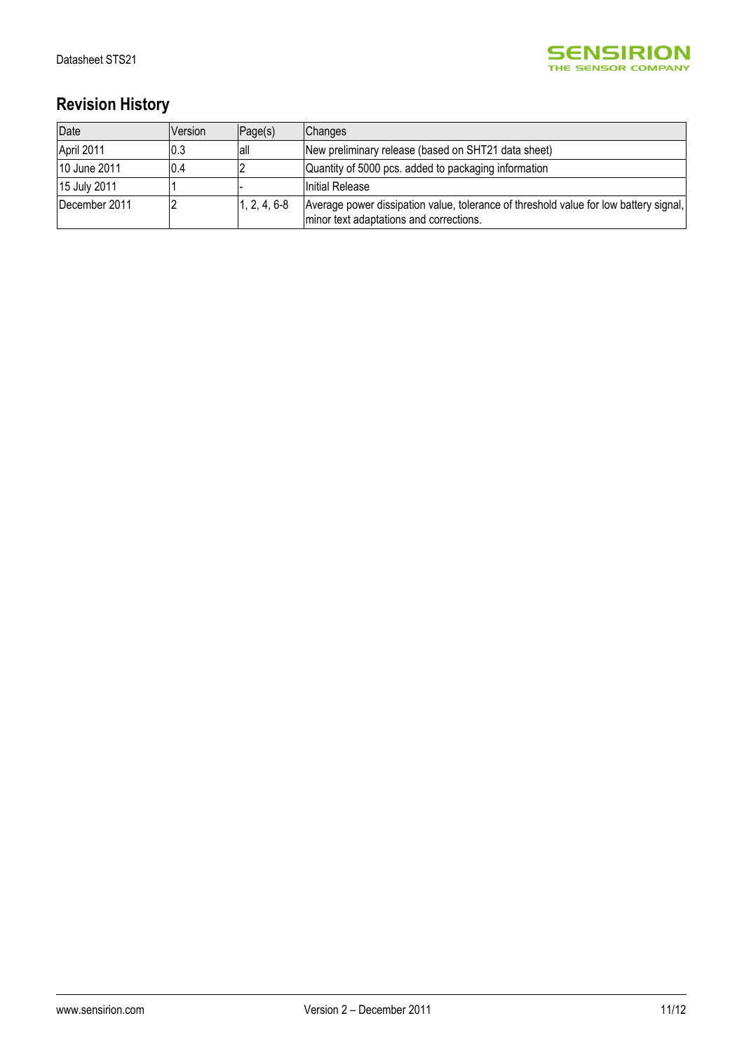## Revision History

| Date | Version | Page(s) | Changes |
|---|---|---|---|
| April 2011 | 0.3 | all | New preliminary release (based on SHT21 data sheet) |
| 10 June 2011 | 0.4 | 2 | Quantity of 5000 pcs. added to packaging information |
| 15 July 2011 | 1 | - | Initial Release |
| December 2011 | 2 | 1, 2, 4, 6-8 | Average power dissipation value, tolerance of threshold value for low battery signal, minor text adaptations and corrections. |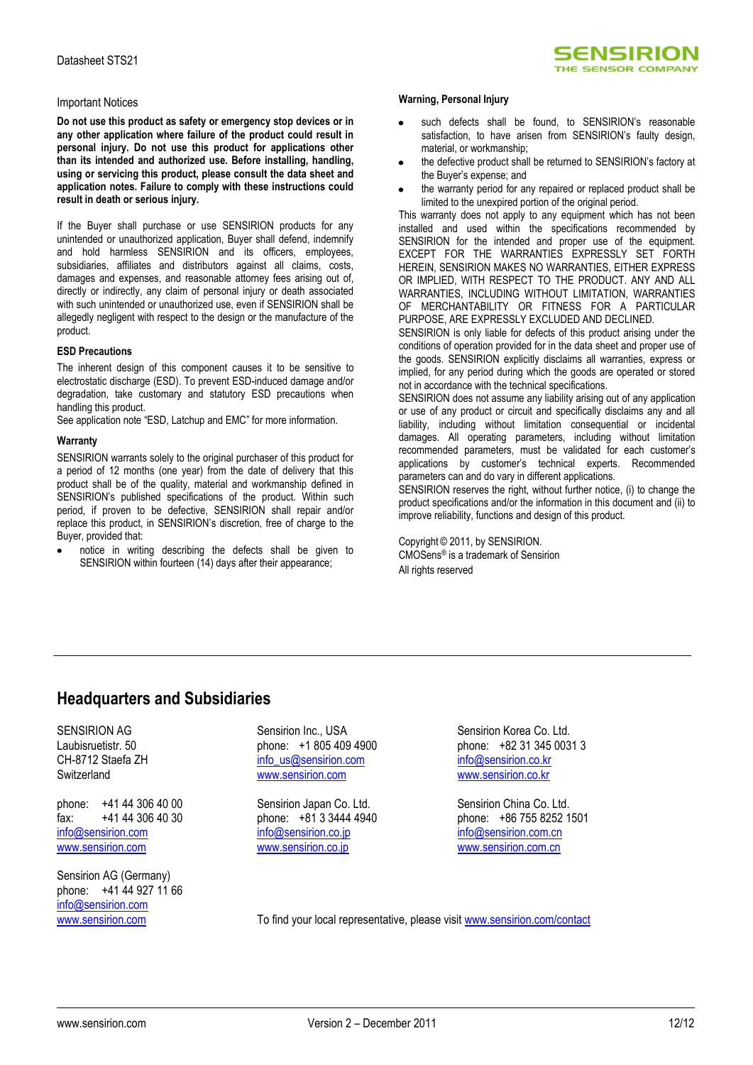Important Notices

**Do not use this product as safety or emergency stop devices or in any other application where failure of the product could result in personal injury. Do not use this product for applications other than its intended and authorized use. Before installing, handling, using or servicing this product, please consult the data sheet and application notes. Failure to comply with these instructions could result in death or serious injury.**

If the Buyer shall purchase or use SENSIRION products for any unintended or unauthorized application, Buyer shall defend, indemnify and hold harmless SENSIRION and its officers, employees, subsidiaries, affiliates and distributors against all claims, costs, damages and expenses, and reasonable attorney fees arising out of, directly or indirectly, any claim of personal injury or death associated with such unintended or unauthorized use, even if SENSIRION shall be allegedly negligent with respect to the design or the manufacture of the product.

**ESD Precautions**

The inherent design of this component causes it to be sensitive to electrostatic discharge (ESD). To prevent ESD-induced damage and/or degradation, take customary and statutory ESD precautions when handling this product.
See application note "ESD, Latchup and EMC" for more information.

**Warranty**

SENSIRION warrants solely to the original purchaser of this product for a period of 12 months (one year) from the date of delivery that this product shall be of the quality, material and workmanship defined in SENSIRION's published specifications of the product. Within such period, if proven to be defective, SENSIRION shall repair and/or replace this product, in SENSIRION's discretion, free of charge to the Buyer, provided that:

- notice in writing describing the defects shall be given to SENSIRION within fourteen (14) days after their appearance;
- such defects shall be found, to SENSIRION's reasonable satisfaction, to have arisen from SENSIRION's faulty design, material, or workmanship;
- the defective product shall be returned to SENSIRION's factory at the Buyer's expense; and
- the warranty period for any repaired or replaced product shall be limited to the unexpired portion of the original period.

This warranty does not apply to any equipment which has not been installed and used within the specifications recommended by SENSIRION for the intended and proper use of the equipment. EXCEPT FOR THE WARRANTIES EXPRESSLY SET FORTH HEREIN, SENSIRION MAKES NO WARRANTIES, EITHER EXPRESS OR IMPLIED, WITH RESPECT TO THE PRODUCT. ANY AND ALL WARRANTIES, INCLUDING WITHOUT LIMITATION, WARRANTIES OF MERCHANTABILITY OR FITNESS FOR A PARTICULAR PURPOSE, ARE EXPRESSLY EXCLUDED AND DECLINED.

SENSIRION is only liable for defects of this product arising under the conditions of operation provided for in the data sheet and proper use of the goods. SENSIRION explicitly disclaims all warranties, express or implied, for any period during which the goods are operated or stored not in accordance with the technical specifications.

SENSIRION does not assume any liability arising out of any application or use of any product or circuit and specifically disclaims any and all liability, including without limitation consequential or incidental damages. All operating parameters, including without limitation recommended parameters, must be validated for each customer's applications by customer's technical experts. Recommended parameters can and do vary in different applications.

SENSIRION reserves the right, without further notice, (i) to change the product specifications and/or the information in this document and (ii) to improve reliability, functions and design of this product.

Copyright © 2011, by SENSIRION.
CMOSens® is a trademark of Sensirion
All rights reserved

## Headquarters and Subsidiaries

SENSIRION AG
Laubisruetistr. 50
CH-8712 Staefa ZH
Switzerland

phone: +41 44 306 40 00
fax: +41 44 306 40 30
info@sensirion.com
www.sensirion.com

Sensirion AG (Germany)
phone: +41 44 927 11 66
info@sensirion.com
www.sensirion.com

Sensirion Inc., USA
phone: +1 805 409 4900
info_us@sensirion.com
www.sensirion.com

Sensirion Japan Co. Ltd.
phone: +81 3 3444 4940
info@sensirion.co.jp
www.sensirion.co.jp

Sensirion Korea Co. Ltd.
phone: +82 31 345 0031 3
info@sensirion.co.kr
www.sensirion.co.kr

Sensirion China Co. Ltd.
phone: +86 755 8252 1501
info@sensirion.com.cn
www.sensirion.com.cn

To find your local representative, please visit www.sensirion.com/contact